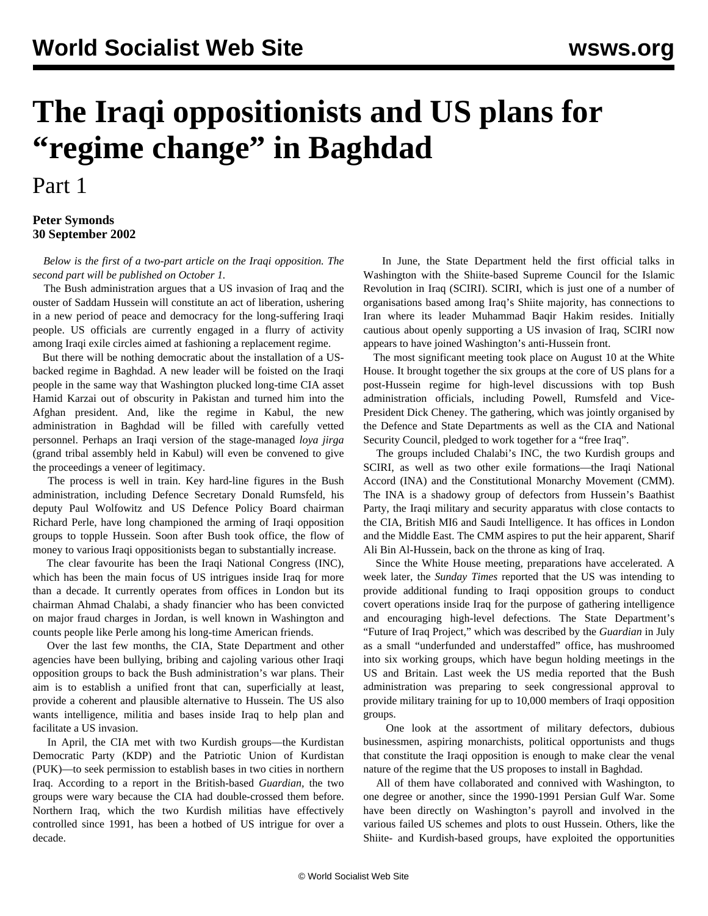# The Iraqi oppositionists and US plans for "regime change" in Baghdad

Part 1

**Peter Symonds**
**30 September 2002**

*Below is the first of a two-part article on the Iraqi opposition. The second part will be published on October 1.*

The Bush administration argues that a US invasion of Iraq and the ouster of Saddam Hussein will constitute an act of liberation, ushering in a new period of peace and democracy for the long-suffering Iraqi people. US officials are currently engaged in a flurry of activity among Iraqi exile circles aimed at fashioning a replacement regime.

But there will be nothing democratic about the installation of a US-backed regime in Baghdad. A new leader will be foisted on the Iraqi people in the same way that Washington plucked long-time CIA asset Hamid Karzai out of obscurity in Pakistan and turned him into the Afghan president. And, like the regime in Kabul, the new administration in Baghdad will be filled with carefully vetted personnel. Perhaps an Iraqi version of the stage-managed *loya jirga* (grand tribal assembly held in Kabul) will even be convened to give the proceedings a veneer of legitimacy.

The process is well in train. Key hard-line figures in the Bush administration, including Defence Secretary Donald Rumsfeld, his deputy Paul Wolfowitz and US Defence Policy Board chairman Richard Perle, have long championed the arming of Iraqi opposition groups to topple Hussein. Soon after Bush took office, the flow of money to various Iraqi oppositionists began to substantially increase.

The clear favourite has been the Iraqi National Congress (INC), which has been the main focus of US intrigues inside Iraq for more than a decade. It currently operates from offices in London but its chairman Ahmad Chalabi, a shady financier who has been convicted on major fraud charges in Jordan, is well known in Washington and counts people like Perle among his long-time American friends.

Over the last few months, the CIA, State Department and other agencies have been bullying, bribing and cajoling various other Iraqi opposition groups to back the Bush administration's war plans. Their aim is to establish a unified front that can, superficially at least, provide a coherent and plausible alternative to Hussein. The US also wants intelligence, militia and bases inside Iraq to help plan and facilitate a US invasion.

In April, the CIA met with two Kurdish groups—the Kurdistan Democratic Party (KDP) and the Patriotic Union of Kurdistan (PUK)—to seek permission to establish bases in two cities in northern Iraq. According to a report in the British-based *Guardian*, the two groups were wary because the CIA had double-crossed them before. Northern Iraq, which the two Kurdish militias have effectively controlled since 1991, has been a hotbed of US intrigue for over a decade.

In June, the State Department held the first official talks in Washington with the Shiite-based Supreme Council for the Islamic Revolution in Iraq (SCIRI). SCIRI, which is just one of a number of organisations based among Iraq's Shiite majority, has connections to Iran where its leader Muhammad Baqir Hakim resides. Initially cautious about openly supporting a US invasion of Iraq, SCIRI now appears to have joined Washington's anti-Hussein front.

The most significant meeting took place on August 10 at the White House. It brought together the six groups at the core of US plans for a post-Hussein regime for high-level discussions with top Bush administration officials, including Powell, Rumsfeld and Vice-President Dick Cheney. The gathering, which was jointly organised by the Defence and State Departments as well as the CIA and National Security Council, pledged to work together for a "free Iraq".

The groups included Chalabi's INC, the two Kurdish groups and SCIRI, as well as two other exile formations—the Iraqi National Accord (INA) and the Constitutional Monarchy Movement (CMM). The INA is a shadowy group of defectors from Hussein's Baathist Party, the Iraqi military and security apparatus with close contacts to the CIA, British MI6 and Saudi Intelligence. It has offices in London and the Middle East. The CMM aspires to put the heir apparent, Sharif Ali Bin Al-Hussein, back on the throne as king of Iraq.

Since the White House meeting, preparations have accelerated. A week later, the *Sunday Times* reported that the US was intending to provide additional funding to Iraqi opposition groups to conduct covert operations inside Iraq for the purpose of gathering intelligence and encouraging high-level defections. The State Department's "Future of Iraq Project," which was described by the *Guardian* in July as a small "underfunded and understaffed" office, has mushroomed into six working groups, which have begun holding meetings in the US and Britain. Last week the US media reported that the Bush administration was preparing to seek congressional approval to provide military training for up to 10,000 members of Iraqi opposition groups.

One look at the assortment of military defectors, dubious businessmen, aspiring monarchists, political opportunists and thugs that constitute the Iraqi opposition is enough to make clear the venal nature of the regime that the US proposes to install in Baghdad.

All of them have collaborated and connived with Washington, to one degree or another, since the 1990-1991 Persian Gulf War. Some have been directly on Washington's payroll and involved in the various failed US schemes and plots to oust Hussein. Others, like the Shiite- and Kurdish-based groups, have exploited the opportunities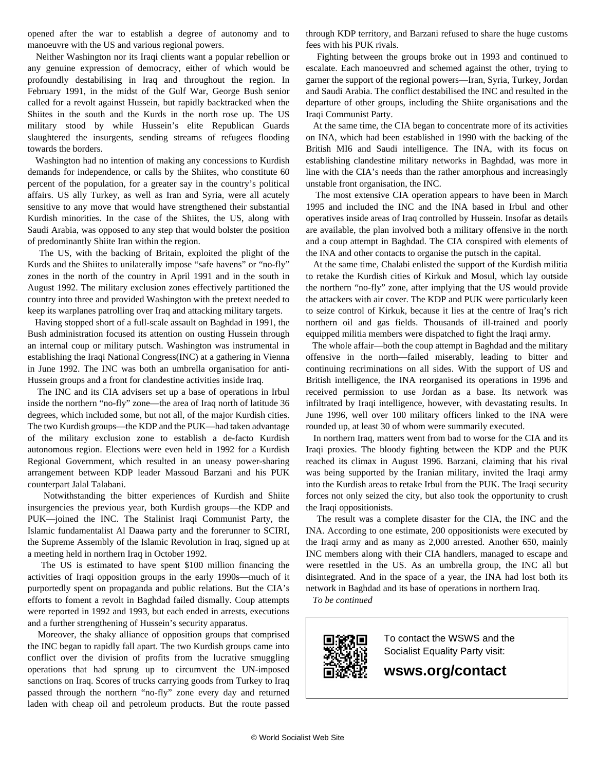opened after the war to establish a degree of autonomy and to manoeuvre with the US and various regional powers.

Neither Washington nor its Iraqi clients want a popular rebellion or any genuine expression of democracy, either of which would be profoundly destabilising in Iraq and throughout the region. In February 1991, in the midst of the Gulf War, George Bush senior called for a revolt against Hussein, but rapidly backtracked when the Shiites in the south and the Kurds in the north rose up. The US military stood by while Hussein's elite Republican Guards slaughtered the insurgents, sending streams of refugees flooding towards the borders.

Washington had no intention of making any concessions to Kurdish demands for independence, or calls by the Shiites, who constitute 60 percent of the population, for a greater say in the country's political affairs. US ally Turkey, as well as Iran and Syria, were all acutely sensitive to any move that would have strengthened their substantial Kurdish minorities. In the case of the Shiites, the US, along with Saudi Arabia, was opposed to any step that would bolster the position of predominantly Shiite Iran within the region.

The US, with the backing of Britain, exploited the plight of the Kurds and the Shiites to unilaterally impose "safe havens" or "no-fly" zones in the north of the country in April 1991 and in the south in August 1992. The military exclusion zones effectively partitioned the country into three and provided Washington with the pretext needed to keep its warplanes patrolling over Iraq and attacking military targets.

Having stopped short of a full-scale assault on Baghdad in 1991, the Bush administration focused its attention on ousting Hussein through an internal coup or military putsch. Washington was instrumental in establishing the Iraqi National Congress(INC) at a gathering in Vienna in June 1992. The INC was both an umbrella organisation for anti-Hussein groups and a front for clandestine activities inside Iraq.

The INC and its CIA advisers set up a base of operations in Irbul inside the northern "no-fly" zone—the area of Iraq north of latitude 36 degrees, which included some, but not all, of the major Kurdish cities. The two Kurdish groups—the KDP and the PUK—had taken advantage of the military exclusion zone to establish a de-facto Kurdish autonomous region. Elections were even held in 1992 for a Kurdish Regional Government, which resulted in an uneasy power-sharing arrangement between KDP leader Massoud Barzani and his PUK counterpart Jalal Talabani.

Notwithstanding the bitter experiences of Kurdish and Shiite insurgencies the previous year, both Kurdish groups—the KDP and PUK—joined the INC. The Stalinist Iraqi Communist Party, the Islamic fundamentalist Al Daawa party and the forerunner to SCIRI, the Supreme Assembly of the Islamic Revolution in Iraq, signed up at a meeting held in northern Iraq in October 1992.

The US is estimated to have spent $100 million financing the activities of Iraqi opposition groups in the early 1990s—much of it purportedly spent on propaganda and public relations. But the CIA's efforts to foment a revolt in Baghdad failed dismally. Coup attempts were reported in 1992 and 1993, but each ended in arrests, executions and a further strengthening of Hussein's security apparatus.

Moreover, the shaky alliance of opposition groups that comprised the INC began to rapidly fall apart. The two Kurdish groups came into conflict over the division of profits from the lucrative smuggling operations that had sprung up to circumvent the UN-imposed sanctions on Iraq. Scores of trucks carrying goods from Turkey to Iraq passed through the northern "no-fly" zone every day and returned laden with cheap oil and petroleum products. But the route passed through KDP territory, and Barzani refused to share the huge customs fees with his PUK rivals.

Fighting between the groups broke out in 1993 and continued to escalate. Each manoeuvred and schemed against the other, trying to garner the support of the regional powers—Iran, Syria, Turkey, Jordan and Saudi Arabia. The conflict destabilised the INC and resulted in the departure of other groups, including the Shiite organisations and the Iraqi Communist Party.

At the same time, the CIA began to concentrate more of its activities on INA, which had been established in 1990 with the backing of the British MI6 and Saudi intelligence. The INA, with its focus on establishing clandestine military networks in Baghdad, was more in line with the CIA's needs than the rather amorphous and increasingly unstable front organisation, the INC.

The most extensive CIA operation appears to have been in March 1995 and included the INC and the INA based in Irbul and other operatives inside areas of Iraq controlled by Hussein. Insofar as details are available, the plan involved both a military offensive in the north and a coup attempt in Baghdad. The CIA conspired with elements of the INA and other contacts to organise the putsch in the capital.

At the same time, Chalabi enlisted the support of the Kurdish militia to retake the Kurdish cities of Kirkuk and Mosul, which lay outside the northern "no-fly" zone, after implying that the US would provide the attackers with air cover. The KDP and PUK were particularly keen to seize control of Kirkuk, because it lies at the centre of Iraq's rich northern oil and gas fields. Thousands of ill-trained and poorly equipped militia members were dispatched to fight the Iraqi army.

The whole affair—both the coup attempt in Baghdad and the military offensive in the north—failed miserably, leading to bitter and continuing recriminations on all sides. With the support of US and British intelligence, the INA reorganised its operations in 1996 and received permission to use Jordan as a base. Its network was infiltrated by Iraqi intelligence, however, with devastating results. In June 1996, well over 100 military officers linked to the INA were rounded up, at least 30 of whom were summarily executed.

In northern Iraq, matters went from bad to worse for the CIA and its Iraqi proxies. The bloody fighting between the KDP and the PUK reached its climax in August 1996. Barzani, claiming that his rival was being supported by the Iranian military, invited the Iraqi army into the Kurdish areas to retake Irbul from the PUK. The Iraqi security forces not only seized the city, but also took the opportunity to crush the Iraqi oppositionists.

The result was a complete disaster for the CIA, the INC and the INA. According to one estimate, 200 oppositionists were executed by the Iraqi army and as many as 2,000 arrested. Another 650, mainly INC members along with their CIA handlers, managed to escape and were resettled in the US. As an umbrella group, the INC all but disintegrated. And in the space of a year, the INA had lost both its network in Baghdad and its base of operations in northern Iraq.

*To be continued*

To contact the WSWS and the Socialist Equality Party visit:

**wsws.org/contact**